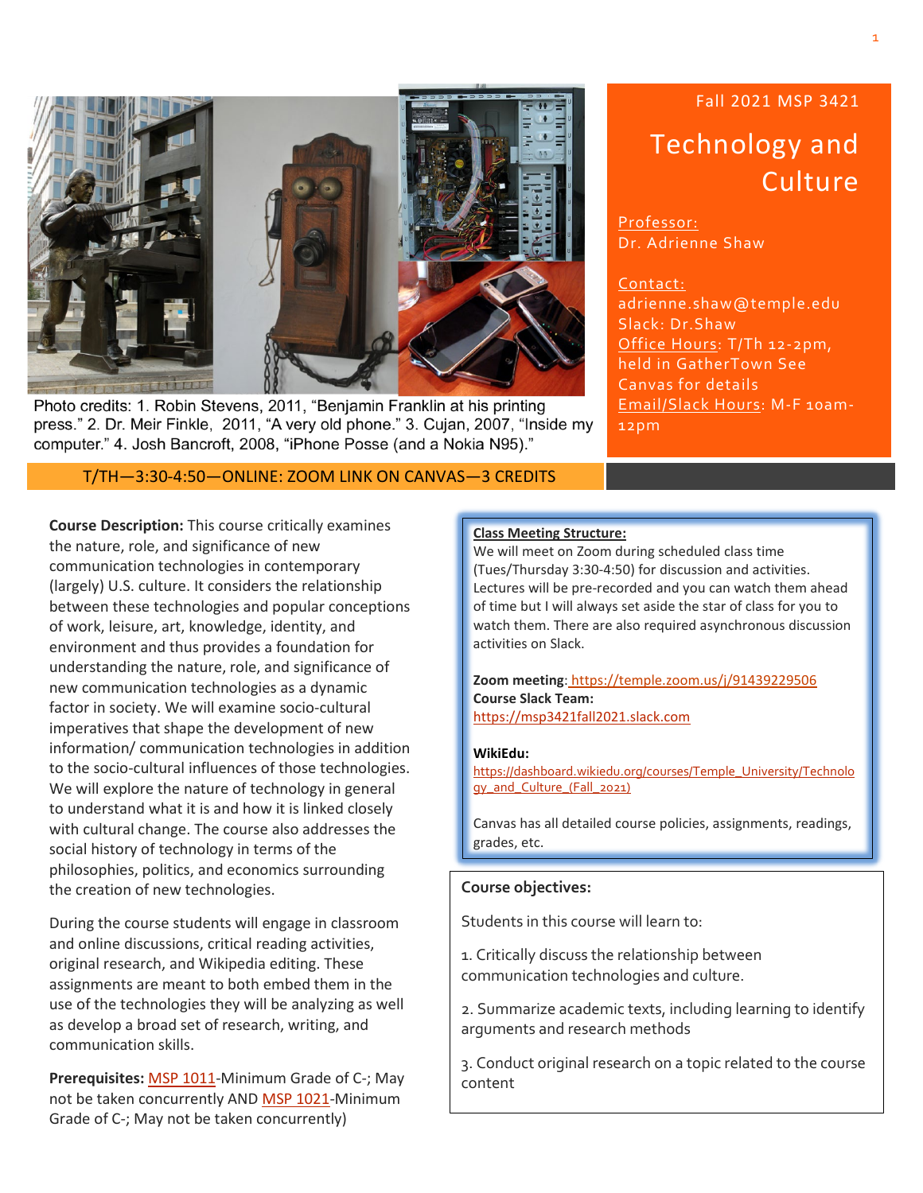Photo credits: 1. Robin Stevens, 2011, "Benjamin Franklin at his printing press." 2. Dr. Meir Finkle, 2011, "A very old phone." 3. Cujan, 2007, "Inside my computer." 4. Josh Bancroft, 2008, "iPhone Posse (and a Nokia N95)."

Fall 2021 MSP 3421

# Technology and Culture

Professor:
Dr. Adrienne Shaw

Contact:
adrienne.shaw@temple.edu
Slack: Dr.Shaw
Office Hours: T/Th 12-2pm, held in GatherTown See Canvas for details
Email/Slack Hours: M-F 10am-12pm

T/TH—3:30-4:50—ONLINE: ZOOM LINK ON CANVAS—3 CREDITS

**Course Description:** This course critically examines the nature, role, and significance of new communication technologies in contemporary (largely) U.S. culture. It considers the relationship between these technologies and popular conceptions of work, leisure, art, knowledge, identity, and environment and thus provides a foundation for understanding the nature, role, and significance of new communication technologies as a dynamic factor in society. We will examine socio-cultural imperatives that shape the development of new information/ communication technologies in addition to the socio-cultural influences of those technologies. We will explore the nature of technology in general to understand what it is and how it is linked closely with cultural change. The course also addresses the social history of technology in terms of the philosophies, politics, and economics surrounding the creation of new technologies.

During the course students will engage in classroom and online discussions, critical reading activities, original research, and Wikipedia editing. These assignments are meant to both embed them in the use of the technologies they will be analyzing as well as develop a broad set of research, writing, and communication skills.

**Prerequisites:** MSP 1011-Minimum Grade of C-; May not be taken concurrently AND MSP 1021-Minimum Grade of C-; May not be taken concurrently)

**Class Meeting Structure:**
We will meet on Zoom during scheduled class time (Tues/Thursday 3:30-4:50) for discussion and activities. Lectures will be pre-recorded and you can watch them ahead of time but I will always set aside the star of class for you to watch them. There are also required asynchronous discussion activities on Slack.

**Zoom meeting**: https://temple.zoom.us/j/91439229506
**Course Slack Team:**
https://msp3421fall2021.slack.com

**WikiEdu:**
https://dashboard.wikiedu.org/courses/Temple_University/Technology_and_Culture_(Fall_2021)

Canvas has all detailed course policies, assignments, readings, grades, etc.

**Course objectives:**

Students in this course will learn to:

1. Critically discuss the relationship between communication technologies and culture.

2. Summarize academic texts, including learning to identify arguments and research methods

3. Conduct original research on a topic related to the course content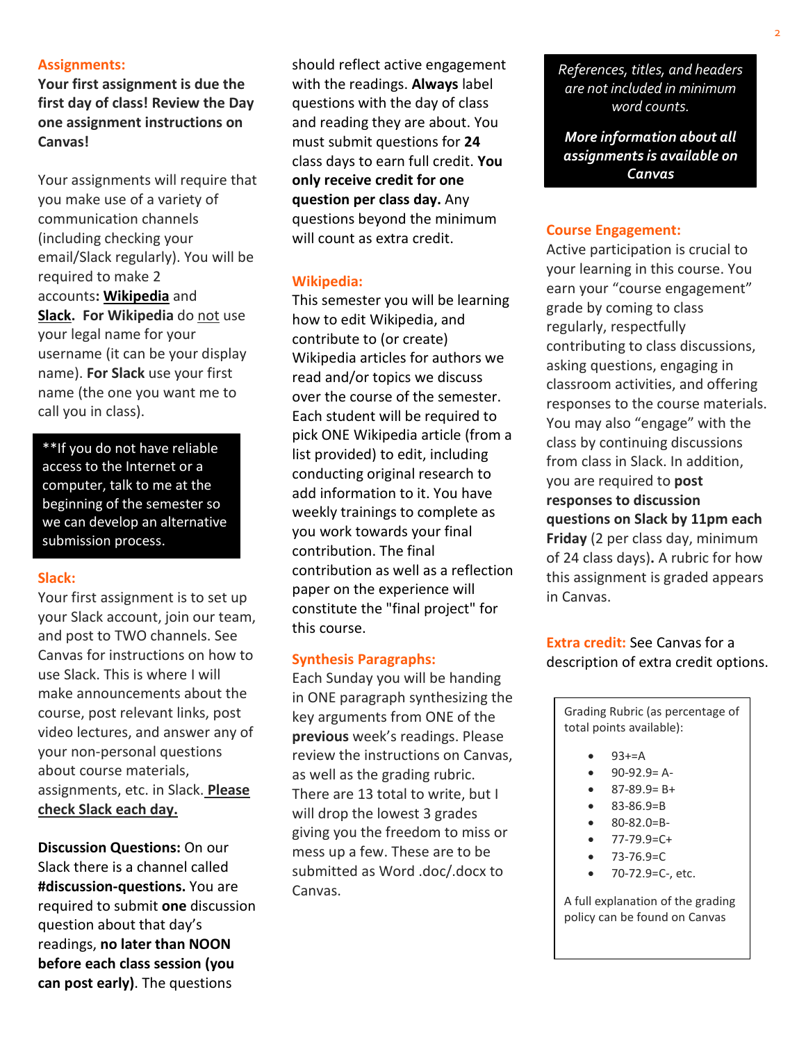## Assignments:

**Your first assignment is due the first day of class! Review the Day one assignment instructions on Canvas!**

Your assignments will require that you make use of a variety of communication channels (including checking your email/Slack regularly). You will be required to make 2 accounts**: Wikipedia** and **Slack**. **For Wikipedia** do not use your legal name for your username (it can be your display name). **For Slack** use your first name (the one you want me to call you in class).

> **If you do not have reliable access to the Internet or a computer, talk to me at the beginning of the semester so we can develop an alternative submission process.

## Slack:

Your first assignment is to set up your Slack account, join our team, and post to TWO channels. See Canvas for instructions on how to use Slack. This is where I will make announcements about the course, post relevant links, post video lectures, and answer any of your non-personal questions about course materials, assignments, etc. in Slack. **Please check Slack each day.**

**Discussion Questions:** On our Slack there is a channel called **#discussion-questions.** You are required to submit **one** discussion question about that day's readings, **no later than NOON before each class session (you can post early)**. The questions should reflect active engagement with the readings. **Always** label questions with the day of class and reading they are about. You must submit questions for **24** class days to earn full credit. **You only receive credit for one question per class day.** Any questions beyond the minimum will count as extra credit.

## Wikipedia:

This semester you will be learning how to edit Wikipedia, and contribute to (or create) Wikipedia articles for authors we read and/or topics we discuss over the course of the semester. Each student will be required to pick ONE Wikipedia article (from a list provided) to edit, including conducting original research to add information to it. You have weekly trainings to complete as you work towards your final contribution. The final contribution as well as a reflection paper on the experience will constitute the "final project" for this course.

## Synthesis Paragraphs:

Each Sunday you will be handing in ONE paragraph synthesizing the key arguments from ONE of the **previous** week's readings. Please review the instructions on Canvas, as well as the grading rubric. There are 13 total to write, but I will drop the lowest 3 grades giving you the freedom to miss or mess up a few. These are to be submitted as Word .doc/.docx to Canvas.

> *References, titles, and headers are not included in minimum word counts.*
>
> ***More information about all assignments is available on Canvas***

## Course Engagement:

Active participation is crucial to your learning in this course. You earn your "course engagement" grade by coming to class regularly, respectfully contributing to class discussions, asking questions, engaging in classroom activities, and offering responses to the course materials. You may also "engage" with the class by continuing discussions from class in Slack. In addition, you are required to **post responses to discussion questions on Slack by 11pm each Friday** (2 per class day, minimum of 24 class days)**.** A rubric for how this assignment is graded appears in Canvas.

**Extra credit:** See Canvas for a description of extra credit options.

Grading Rubric (as percentage of total points available):

- 93+=A
- 90-92.9= A-
- 87-89.9= B+
- 83-86.9=B
- 80-82.0=B-
- 77-79.9=C+
- 73-76.9=C
- 70-72.9=C-, etc.

A full explanation of the grading policy can be found on Canvas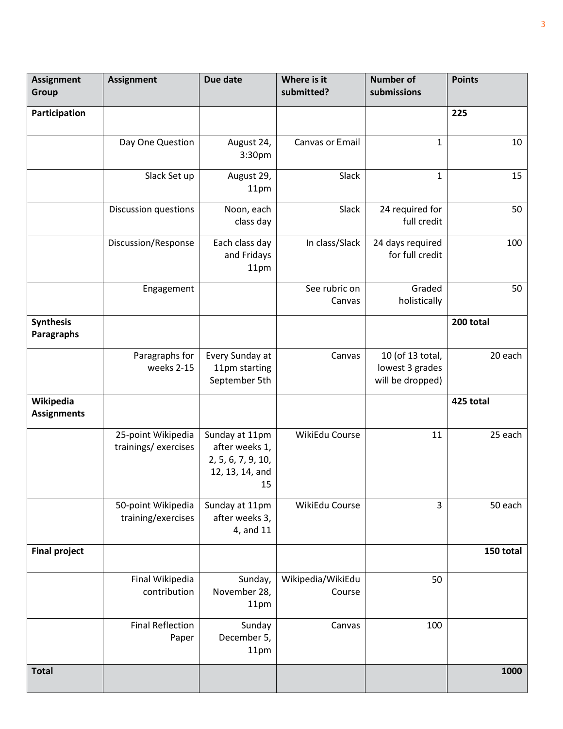| Assignment Group | Assignment | Due date | Where is it submitted? | Number of submissions | Points |
|---|---|---|---|---|---|
| **Participation** | | | | | **225** |
| | Day One Question | August 24, 3:30pm | Canvas or Email | 1 | 10 |
| | Slack Set up | August 29, 11pm | Slack | 1 | 15 |
| | Discussion questions | Noon, each class day | Slack | 24 required for full credit | 50 |
| | Discussion/Response | Each class day and Fridays 11pm | In class/Slack | 24 days required for full credit | 100 |
| | Engagement | | See rubric on Canvas | Graded holistically | 50 |
| **Synthesis Paragraphs** | | | | | **200 total** |
| | Paragraphs for weeks 2-15 | Every Sunday at 11pm starting September 5th | Canvas | 10 (of 13 total, lowest 3 grades will be dropped) | 20 each |
| **Wikipedia Assignments** | | | | | **425 total** |
| | 25-point Wikipedia trainings/ exercises | Sunday at 11pm after weeks 1, 2, 5, 6, 7, 9, 10, 12, 13, 14, and 15 | WikiEdu Course | 11 | 25 each |
| | 50-point Wikipedia training/exercises | Sunday at 11pm after weeks 3, 4, and 11 | WikiEdu Course | 3 | 50 each |
| **Final project** | | | | | **150 total** |
| | Final Wikipedia contribution | Sunday, November 28, 11pm | Wikipedia/WikiEdu Course | 50 | |
| | Final Reflection Paper | Sunday December 5, 11pm | Canvas | 100 | |
| **Total** | | | | | **1000** |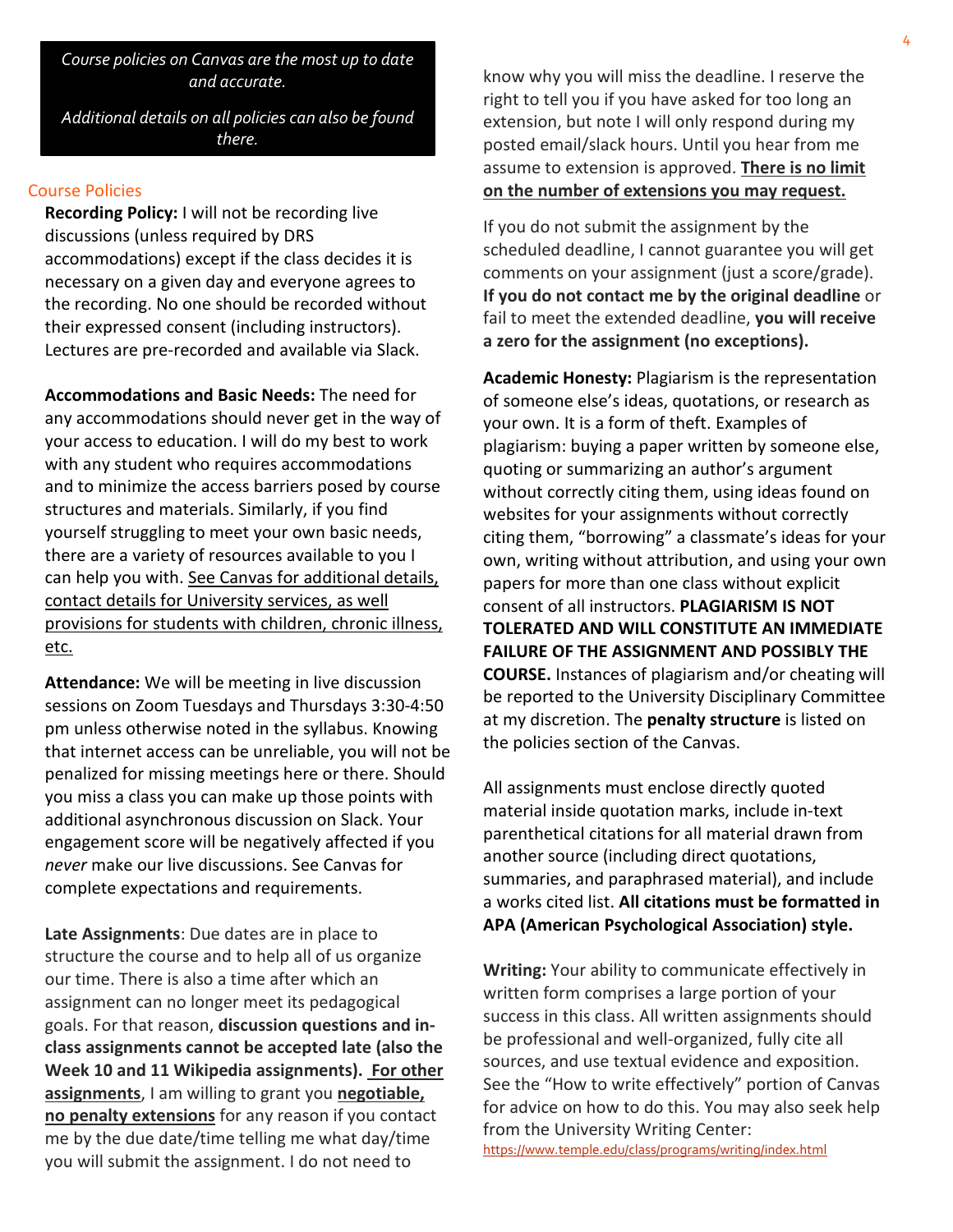*Course policies on Canvas are the most up to date and accurate.*

*Additional details on all policies can also be found there.*

## Course Policies

**Recording Policy:** I will not be recording live discussions (unless required by DRS accommodations) except if the class decides it is necessary on a given day and everyone agrees to the recording. No one should be recorded without their expressed consent (including instructors). Lectures are pre-recorded and available via Slack.

**Accommodations and Basic Needs:** The need for any accommodations should never get in the way of your access to education. I will do my best to work with any student who requires accommodations and to minimize the access barriers posed by course structures and materials. Similarly, if you find yourself struggling to meet your own basic needs, there are a variety of resources available to you I can help you with. <u>See Canvas for additional details, contact details for University services, as well provisions for students with children, chronic illness, etc.</u>

**Attendance:** We will be meeting in live discussion sessions on Zoom Tuesdays and Thursdays 3:30-4:50 pm unless otherwise noted in the syllabus. Knowing that internet access can be unreliable, you will not be penalized for missing meetings here or there. Should you miss a class you can make up those points with additional asynchronous discussion on Slack. Your engagement score will be negatively affected if you *never* make our live discussions. See Canvas for complete expectations and requirements.

**Late Assignments**: Due dates are in place to structure the course and to help all of us organize our time. There is also a time after which an assignment can no longer meet its pedagogical goals. For that reason, **discussion questions and in-class assignments cannot be accepted late (also the Week 10 and 11 Wikipedia assignments).** <u>**For other assignments**</u>, I am willing to grant you <u>**negotiable, no penalty extensions**</u> for any reason if you contact me by the due date/time telling me what day/time you will submit the assignment. I do not need to know why you will miss the deadline. I reserve the right to tell you if you have asked for too long an extension, but note I will only respond during my posted email/slack hours. Until you hear from me assume to extension is approved. <u>**There is no limit on the number of extensions you may request.**</u>

If you do not submit the assignment by the scheduled deadline, I cannot guarantee you will get comments on your assignment (just a score/grade). **If you do not contact me by the original deadline** or fail to meet the extended deadline, **you will receive a zero for the assignment (no exceptions).**

**Academic Honesty:** Plagiarism is the representation of someone else's ideas, quotations, or research as your own. It is a form of theft. Examples of plagiarism: buying a paper written by someone else, quoting or summarizing an author's argument without correctly citing them, using ideas found on websites for your assignments without correctly citing them, "borrowing" a classmate's ideas for your own, writing without attribution, and using your own papers for more than one class without explicit consent of all instructors. **PLAGIARISM IS NOT TOLERATED AND WILL CONSTITUTE AN IMMEDIATE FAILURE OF THE ASSIGNMENT AND POSSIBLY THE COURSE.** Instances of plagiarism and/or cheating will be reported to the University Disciplinary Committee at my discretion. The **penalty structure** is listed on the policies section of the Canvas.

All assignments must enclose directly quoted material inside quotation marks, include in-text parenthetical citations for all material drawn from another source (including direct quotations, summaries, and paraphrased material), and include a works cited list. **All citations must be formatted in APA (American Psychological Association) style.**

**Writing:** Your ability to communicate effectively in written form comprises a large portion of your success in this class. All written assignments should be professional and well-organized, fully cite all sources, and use textual evidence and exposition. See the "How to write effectively" portion of Canvas for advice on how to do this. You may also seek help from the University Writing Center: https://www.temple.edu/class/programs/writing/index.html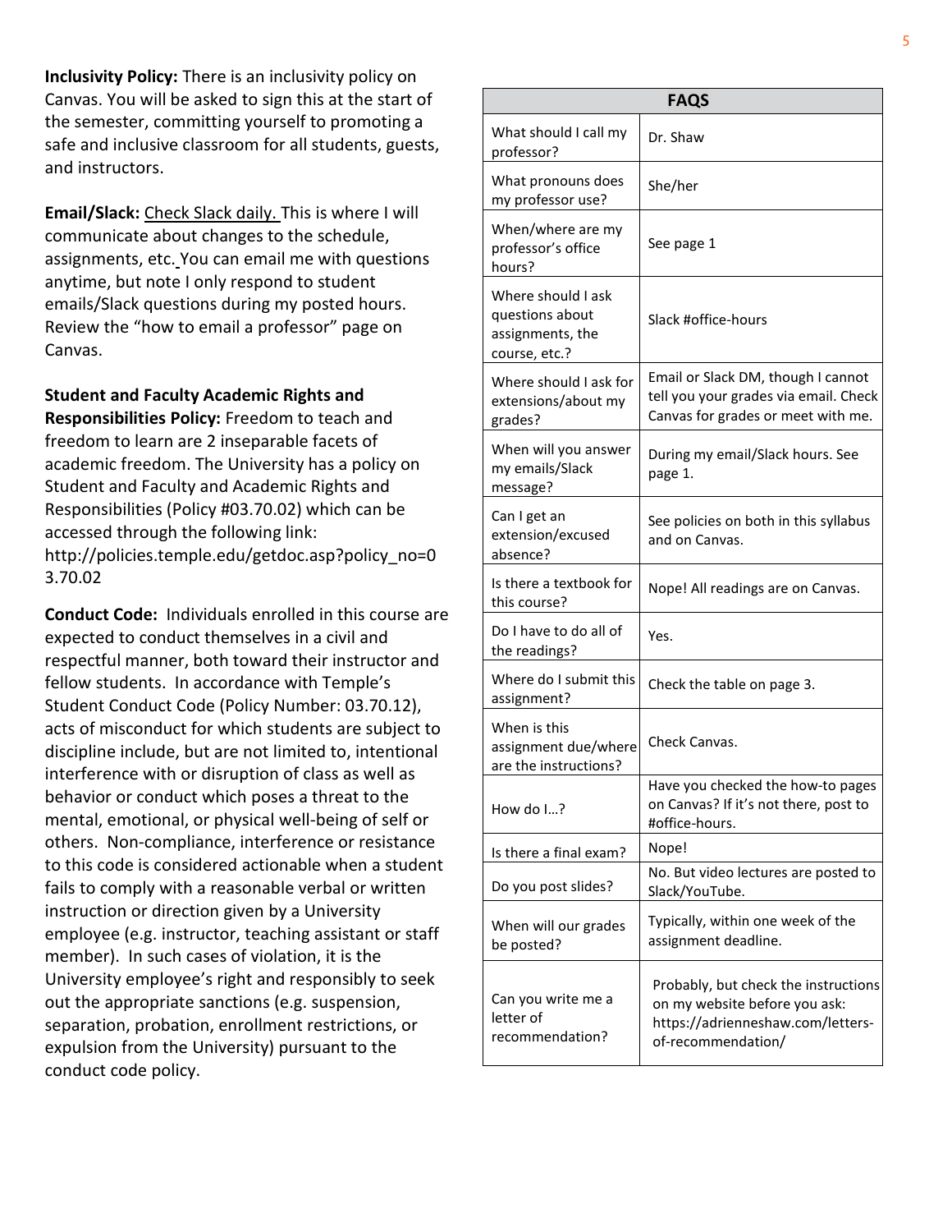**Inclusivity Policy:** There is an inclusivity policy on Canvas. You will be asked to sign this at the start of the semester, committing yourself to promoting a safe and inclusive classroom for all students, guests, and instructors.

**Email/Slack:** Check Slack daily. This is where I will communicate about changes to the schedule, assignments, etc. You can email me with questions anytime, but note I only respond to student emails/Slack questions during my posted hours. Review the "how to email a professor" page on Canvas.

**Student and Faculty Academic Rights and Responsibilities Policy:** Freedom to teach and freedom to learn are 2 inseparable facets of academic freedom. The University has a policy on Student and Faculty and Academic Rights and Responsibilities (Policy #03.70.02) which can be accessed through the following link: http://policies.temple.edu/getdoc.asp?policy_no=03.70.02

**Conduct Code:** Individuals enrolled in this course are expected to conduct themselves in a civil and respectful manner, both toward their instructor and fellow students. In accordance with Temple's Student Conduct Code (Policy Number: 03.70.12), acts of misconduct for which students are subject to discipline include, but are not limited to, intentional interference with or disruption of class as well as behavior or conduct which poses a threat to the mental, emotional, or physical well-being of self or others. Non-compliance, interference or resistance to this code is considered actionable when a student fails to comply with a reasonable verbal or written instruction or direction given by a University employee (e.g. instructor, teaching assistant or staff member). In such cases of violation, it is the University employee's right and responsibly to seek out the appropriate sanctions (e.g. suspension, separation, probation, enrollment restrictions, or expulsion from the University) pursuant to the conduct code policy.

| **FAQS** | |
|---|---|
| What should I call my professor? | Dr. Shaw |
| What pronouns does my professor use? | She/her |
| When/where are my professor's office hours? | See page 1 |
| Where should I ask questions about assignments, the course, etc.? | Slack #office-hours |
| Where should I ask for extensions/about my grades? | Email or Slack DM, though I cannot tell you your grades via email. Check Canvas for grades or meet with me. |
| When will you answer my emails/Slack message? | During my email/Slack hours. See page 1. |
| Can I get an extension/excused absence? | See policies on both in this syllabus and on Canvas. |
| Is there a textbook for this course? | Nope! All readings are on Canvas. |
| Do I have to do all of the readings? | Yes. |
| Where do I submit this assignment? | Check the table on page 3. |
| When is this assignment due/where are the instructions? | Check Canvas. |
| How do I…? | Have you checked the how-to pages on Canvas? If it's not there, post to #office-hours. |
| Is there a final exam? | Nope! |
| Do you post slides? | No. But video lectures are posted to Slack/YouTube. |
| When will our grades be posted? | Typically, within one week of the assignment deadline. |
| Can you write me a letter of recommendation? | Probably, but check the instructions on my website before you ask: https://adrienneshaw.com/letters-of-recommendation/ |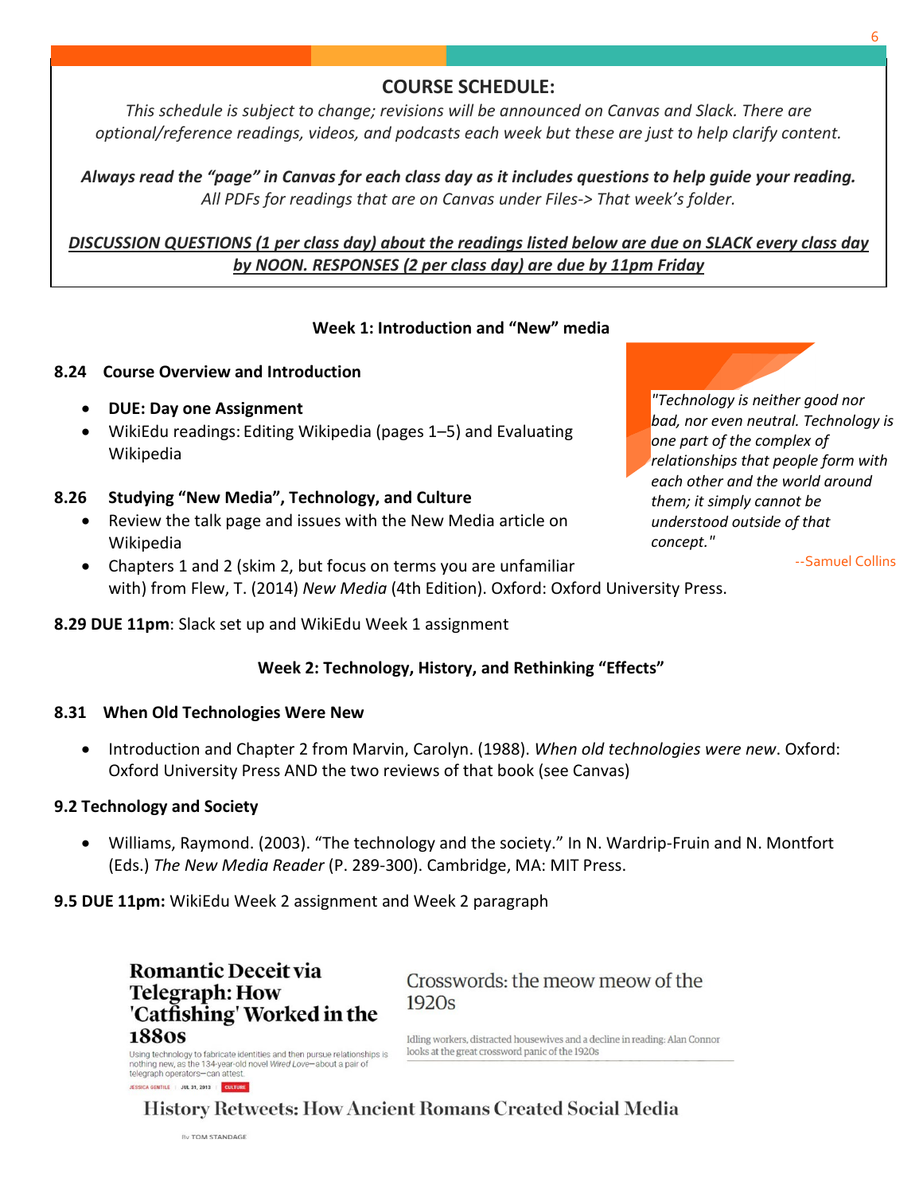## COURSE SCHEDULE:

*This schedule is subject to change; revisions will be announced on Canvas and Slack. There are optional/reference readings, videos, and podcasts each week but these are just to help clarify content.*

***Always read the "page" in Canvas for each class day as it includes questions to help guide your reading.***
*All PDFs for readings that are on Canvas under Files-> That week's folder.*

***DISCUSSION QUESTIONS (1 per class day) about the readings listed below are due on SLACK every class day by NOON. RESPONSES (2 per class day) are due by 11pm Friday***

### Week 1: Introduction and "New" media

> *"Technology is neither good nor bad, nor even neutral. Technology is one part of the complex of relationships that people form with each other and the world around them; it simply cannot be understood outside of that concept."*
>
> --Samuel Collins

**8.24 Course Overview and Introduction**

- **DUE: Day one Assignment**
- WikiEdu readings: Editing Wikipedia (pages 1–5) and Evaluating Wikipedia

**8.26 Studying "New Media", Technology, and Culture**

- Review the talk page and issues with the New Media article on Wikipedia
- Chapters 1 and 2 (skim 2, but focus on terms you are unfamiliar with) from Flew, T. (2014) *New Media* (4th Edition). Oxford: Oxford University Press.

**8.29 DUE 11pm**: Slack set up and WikiEdu Week 1 assignment

### Week 2: Technology, History, and Rethinking "Effects"

**8.31 When Old Technologies Were New**

- Introduction and Chapter 2 from Marvin, Carolyn. (1988). *When old technologies were new*. Oxford: Oxford University Press AND the two reviews of that book (see Canvas)

**9.2 Technology and Society**

- Williams, Raymond. (2003). "The technology and the society." In N. Wardrip-Fruin and N. Montfort (Eds.) *The New Media Reader* (P. 289-300). Cambridge, MA: MIT Press.

**9.5 DUE 11pm:** WikiEdu Week 2 assignment and Week 2 paragraph

**Romantic Deceit via Telegraph: How 'Catfishing' Worked in the 1880s**

Using technology to fabricate identities and then pursue relationships is nothing new, as the 134-year-old novel *Wired Love*—about a pair of telegraph operators—can attest.

JESSICA GENTILE | JUL 31, 2013 | CULTURE

Crosswords: the meow meow of the 1920s

Idling workers, distracted housewives and a decline in reading: Alan Connor looks at the great crossword panic of the 1920s

**History Retweets: How Ancient Romans Created Social Media**

By TOM STANDAGE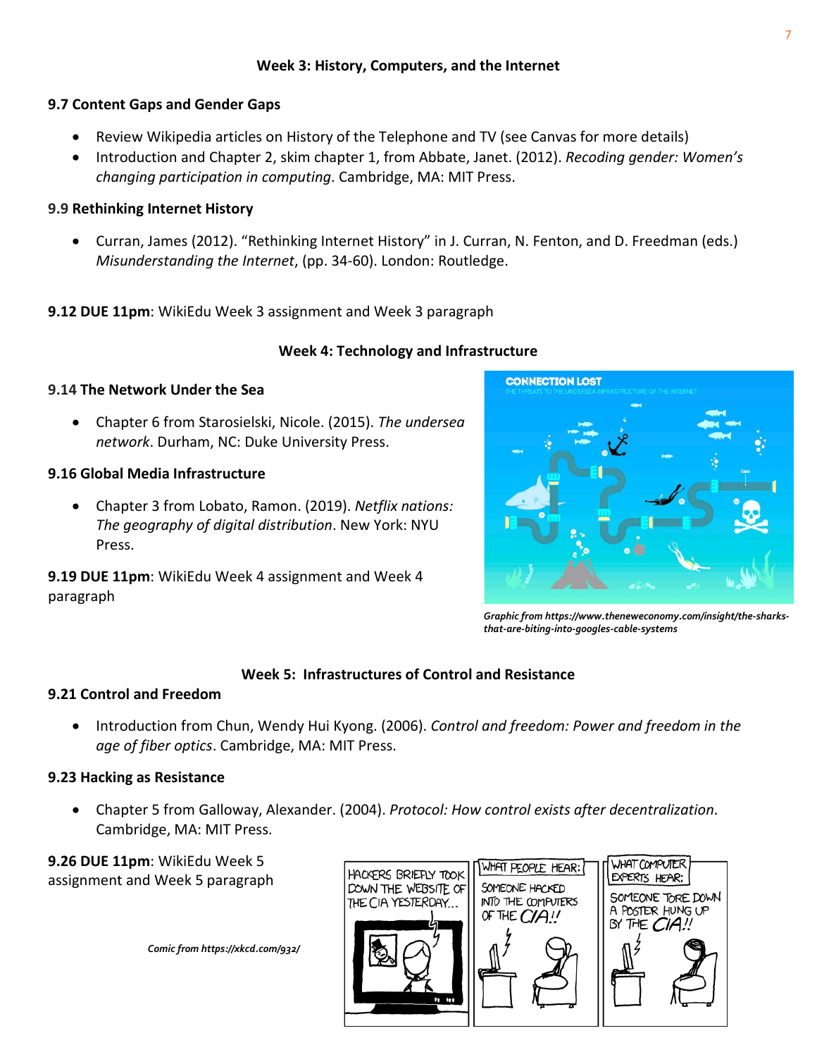### Week 3: History, Computers, and the Internet

**9.7 Content Gaps and Gender Gaps**

- Review Wikipedia articles on History of the Telephone and TV (see Canvas for more details)
- Introduction and Chapter 2, skim chapter 1, from Abbate, Janet. (2012). *Recoding gender: Women's changing participation in computing*. Cambridge, MA: MIT Press.

**9.9 Rethinking Internet History**

- Curran, James (2012). "Rethinking Internet History" in J. Curran, N. Fenton, and D. Freedman (eds.) *Misunderstanding the Internet*, (pp. 34-60). London: Routledge.

**9.12 DUE 11pm**: WikiEdu Week 3 assignment and Week 3 paragraph

### Week 4: Technology and Infrastructure

**9.14 The Network Under the Sea**

- Chapter 6 from Starosielski, Nicole. (2015). *The undersea network*. Durham, NC: Duke University Press.

**9.16 Global Media Infrastructure**

- Chapter 3 from Lobato, Ramon. (2019). *Netflix nations: The geography of digital distribution*. New York: NYU Press.

**9.19 DUE 11pm**: WikiEdu Week 4 assignment and Week 4 paragraph

*Graphic from https://www.theneweconomy.com/insight/the-sharks-that-are-biting-into-googles-cable-systems*

### Week 5: Infrastructures of Control and Resistance

**9.21 Control and Freedom**

- Introduction from Chun, Wendy Hui Kyong. (2006). *Control and freedom: Power and freedom in the age of fiber optics*. Cambridge, MA: MIT Press.

**9.23 Hacking as Resistance**

- Chapter 5 from Galloway, Alexander. (2004). *Protocol: How control exists after decentralization*. Cambridge, MA: MIT Press.

**9.26 DUE 11pm**: WikiEdu Week 5 assignment and Week 5 paragraph

*Comic from https://xkcd.com/932/*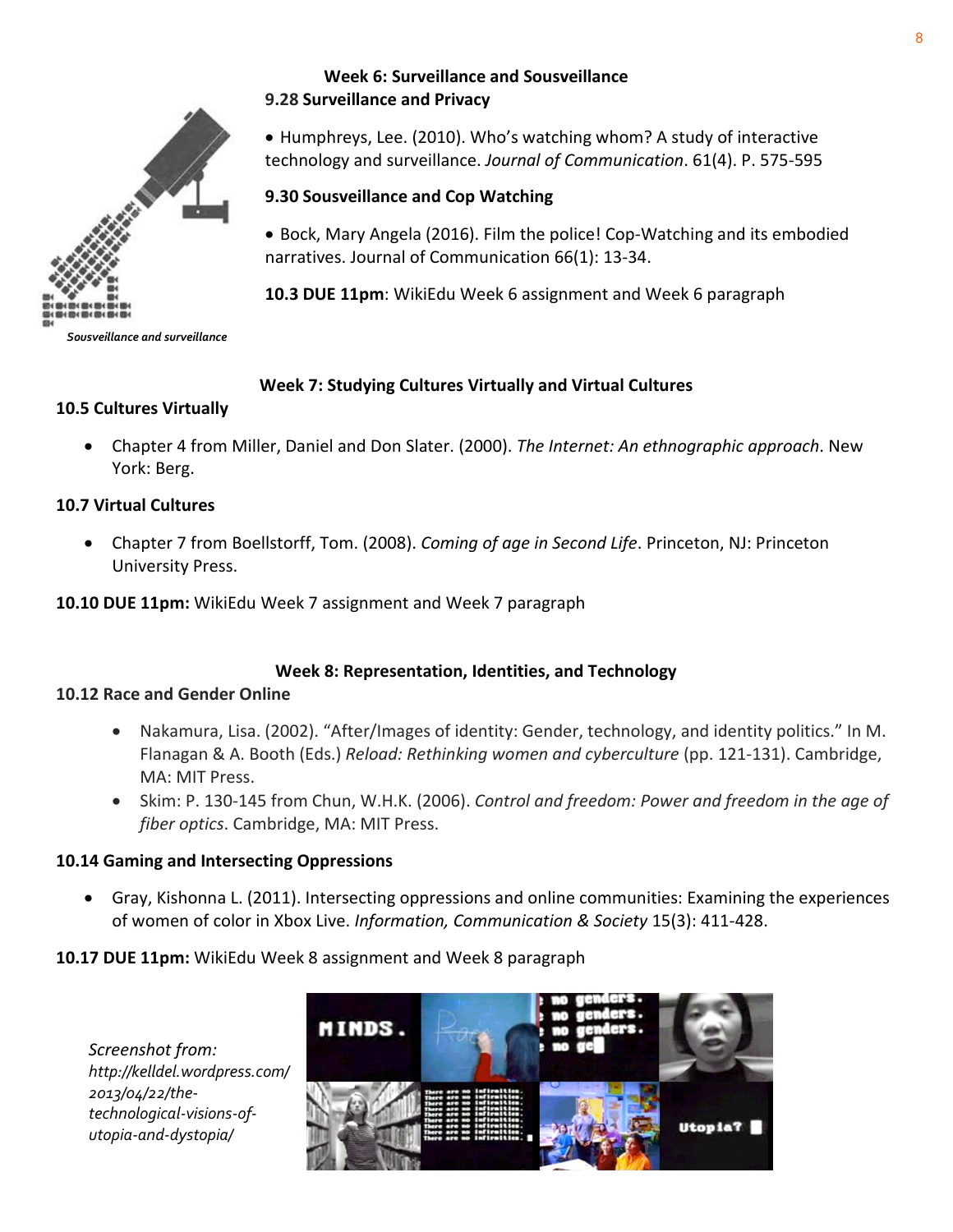### Week 6: Surveillance and Sousveillance

**9.28 Surveillance and Privacy**

- Humphreys, Lee. (2010). Who's watching whom? A study of interactive technology and surveillance. *Journal of Communication*. 61(4). P. 575-595

**9.30 Sousveillance and Cop Watching**

- Bock, Mary Angela (2016). Film the police! Cop-Watching and its embodied narratives. Journal of Communication 66(1): 13-34.

**10.3 DUE 11pm**: WikiEdu Week 6 assignment and Week 6 paragraph

*Sousveillance and surveillance*

### Week 7: Studying Cultures Virtually and Virtual Cultures

**10.5 Cultures Virtually**

- Chapter 4 from Miller, Daniel and Don Slater. (2000). *The Internet: An ethnographic approach*. New York: Berg.

**10.7 Virtual Cultures**

- Chapter 7 from Boellstorff, Tom. (2008). *Coming of age in Second Life*. Princeton, NJ: Princeton University Press.

**10.10 DUE 11pm:** WikiEdu Week 7 assignment and Week 7 paragraph

### Week 8: Representation, Identities, and Technology

**10.12 Race and Gender Online**

- Nakamura, Lisa. (2002). "After/Images of identity: Gender, technology, and identity politics." In M. Flanagan & A. Booth (Eds.) *Reload: Rethinking women and cyberculture* (pp. 121-131). Cambridge, MA: MIT Press.
- Skim: P. 130-145 from Chun, W.H.K. (2006). *Control and freedom: Power and freedom in the age of fiber optics*. Cambridge, MA: MIT Press.

**10.14 Gaming and Intersecting Oppressions**

- Gray, Kishonna L. (2011). Intersecting oppressions and online communities: Examining the experiences of women of color in Xbox Live. *Information, Communication & Society* 15(3): 411-428.

**10.17 DUE 11pm:** WikiEdu Week 8 assignment and Week 8 paragraph

*Screenshot from: http://kelldel.wordpress.com/2013/04/22/the-technological-visions-of-utopia-and-dystopia/*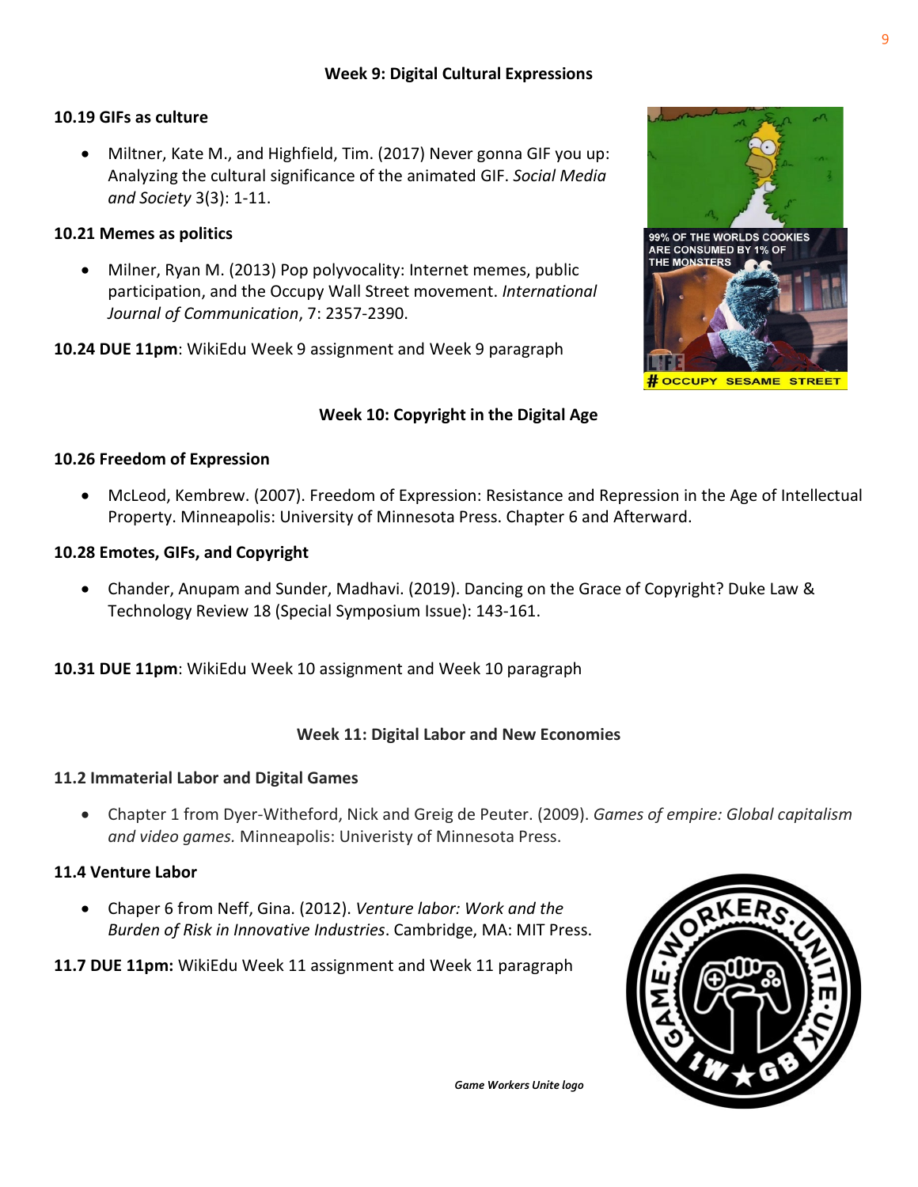## Week 9: Digital Cultural Expressions

**10.19 GIFs as culture**

- Miltner, Kate M., and Highfield, Tim. (2017) Never gonna GIF you up: Analyzing the cultural significance of the animated GIF. *Social Media and Society* 3(3): 1-11.

**10.21 Memes as politics**

- Milner, Ryan M. (2013) Pop polyvocality: Internet memes, public participation, and the Occupy Wall Street movement. *International Journal of Communication*, 7: 2357-2390.

**10.24 DUE 11pm**: WikiEdu Week 9 assignment and Week 9 paragraph

## Week 10: Copyright in the Digital Age

**10.26 Freedom of Expression**

- McLeod, Kembrew. (2007). Freedom of Expression: Resistance and Repression in the Age of Intellectual Property. Minneapolis: University of Minnesota Press. Chapter 6 and Afterward.

**10.28 Emotes, GIFs, and Copyright**

- Chander, Anupam and Sunder, Madhavi. (2019). Dancing on the Grace of Copyright? Duke Law & Technology Review 18 (Special Symposium Issue): 143-161.

**10.31 DUE 11pm**: WikiEdu Week 10 assignment and Week 10 paragraph

## Week 11: Digital Labor and New Economies

**11.2 Immaterial Labor and Digital Games**

- Chapter 1 from Dyer-Witheford, Nick and Greig de Peuter. (2009). *Games of empire: Global capitalism and video games.* Minneapolis: Univeristy of Minnesota Press.

**11.4 Venture Labor**

- Chaper 6 from Neff, Gina. (2012). *Venture labor: Work and the Burden of Risk in Innovative Industries*. Cambridge, MA: MIT Press.

**11.7 DUE 11pm:** WikiEdu Week 11 assignment and Week 11 paragraph

*Game Workers Unite logo*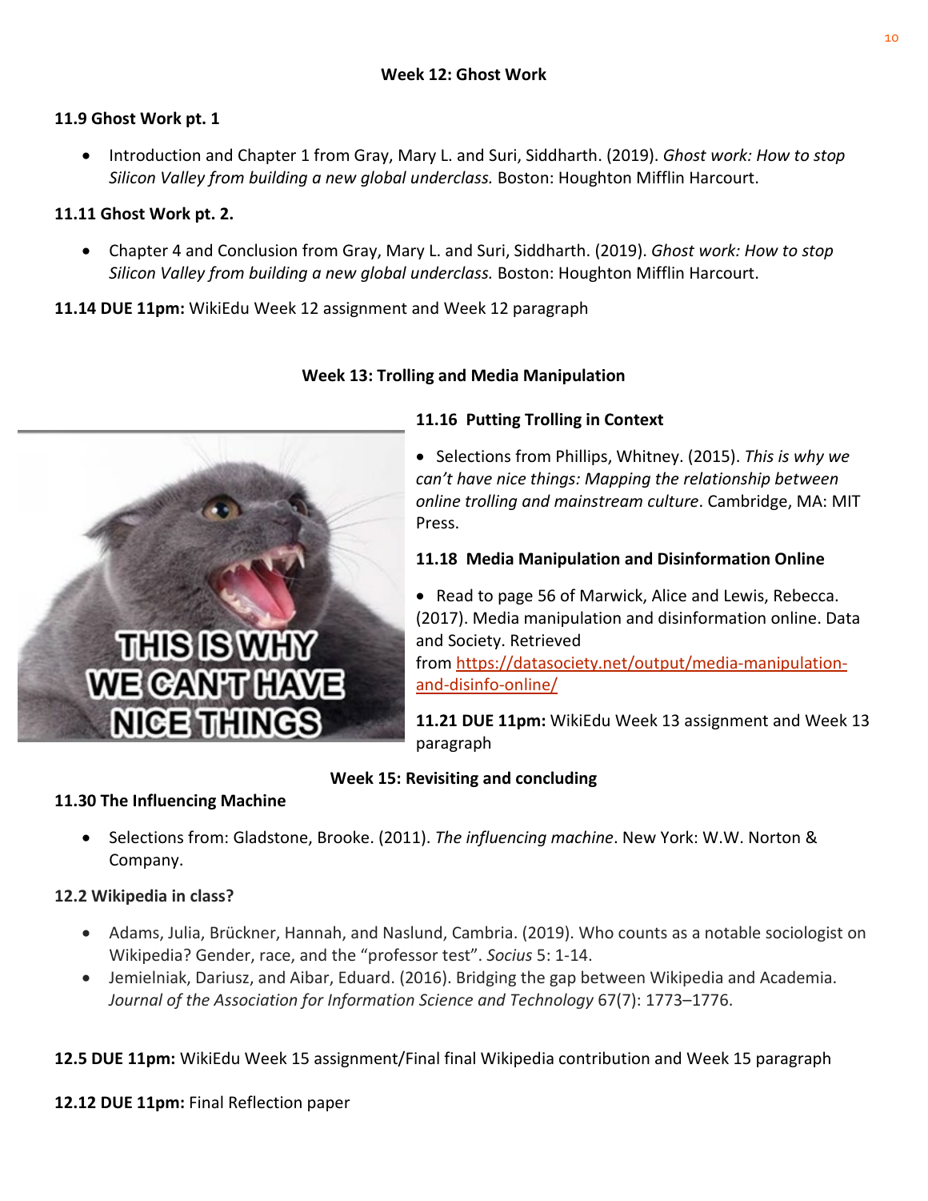## Week 12: Ghost Work

**11.9 Ghost Work pt. 1**

- Introduction and Chapter 1 from Gray, Mary L. and Suri, Siddharth. (2019). *Ghost work: How to stop Silicon Valley from building a new global underclass.* Boston: Houghton Mifflin Harcourt.

**11.11 Ghost Work pt. 2.**

- Chapter 4 and Conclusion from Gray, Mary L. and Suri, Siddharth. (2019). *Ghost work: How to stop Silicon Valley from building a new global underclass.* Boston: Houghton Mifflin Harcourt.

**11.14 DUE 11pm:** WikiEdu Week 12 assignment and Week 12 paragraph

## Week 13: Trolling and Media Manipulation

**11.16 Putting Trolling in Context**

- Selections from Phillips, Whitney. (2015). *This is why we can't have nice things: Mapping the relationship between online trolling and mainstream culture*. Cambridge, MA: MIT Press.

**11.18 Media Manipulation and Disinformation Online**

- Read to page 56 of Marwick, Alice and Lewis, Rebecca. (2017). Media manipulation and disinformation online. Data and Society. Retrieved from https://datasociety.net/output/media-manipulation-and-disinfo-online/

**11.21 DUE 11pm:** WikiEdu Week 13 assignment and Week 13 paragraph

THIS IS WHY WE CAN'T HAVE NICE THINGS

## Week 15: Revisiting and concluding

**11.30 The Influencing Machine**

- Selections from: Gladstone, Brooke. (2011). *The influencing machine*. New York: W.W. Norton & Company.

**12.2 Wikipedia in class?**

- Adams, Julia, Brückner, Hannah, and Naslund, Cambria. (2019). Who counts as a notable sociologist on Wikipedia? Gender, race, and the "professor test". *Socius* 5: 1-14.
- Jemielniak, Dariusz, and Aibar, Eduard. (2016). Bridging the gap between Wikipedia and Academia. *Journal of the Association for Information Science and Technology* 67(7): 1773–1776.

**12.5 DUE 11pm:** WikiEdu Week 15 assignment/Final final Wikipedia contribution and Week 15 paragraph

**12.12 DUE 11pm:** Final Reflection paper